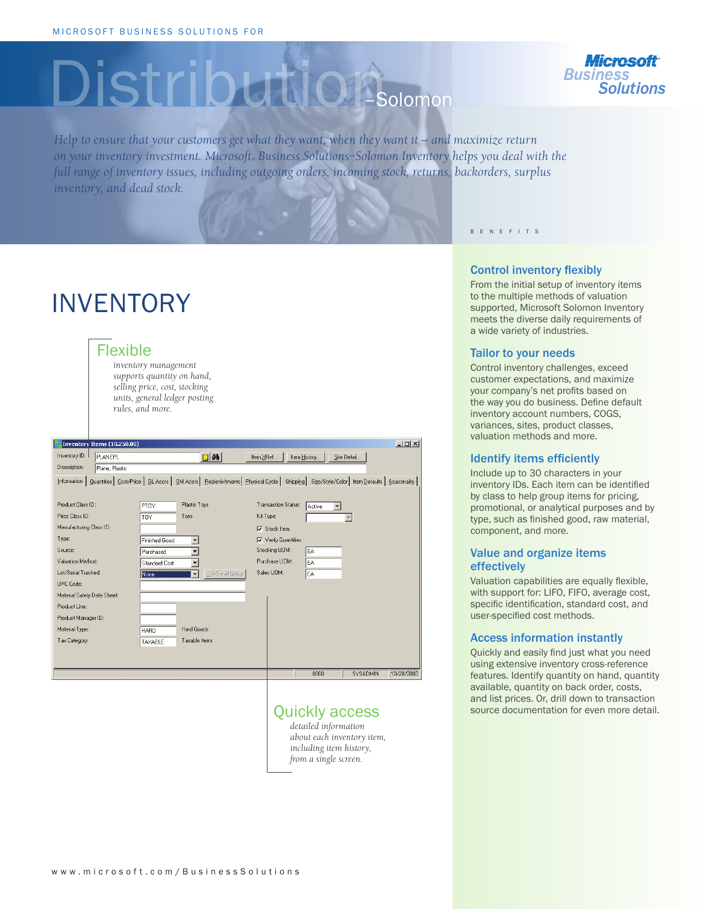MICROSOFT BUSINESS SOLUTIONS FOR

# Distribution–Solomon

Microsoft Business Solutions

*Help to ensure that your customers get what they want, when they want it – and maximize return on your inventory investment. Microsoft® Business Solutions–Solomon Inventory helps you deal with the full range of inventory issues, including outgoing orders, incoming stock, returns, backorders, surplus inventory, and dead stock.*

# INVENTORY

## Flexible

*inventory management supports quantity on hand, selling price, cost, stocking units, general ledger posting rules, and more.*

## Quickly access

*detailed information about each inventory item, including item history, from a single screen.*

BENEFITS

### Control inventory flexibly

From the initial setup of inventory items to the multiple methods of valuation supported, Microsoft Solomon Inventory meets the diverse daily requirements of a wide variety of industries.

### Tailor to your needs

Control inventory challenges, exceed customer expectations, and maximize your company's net profits based on the way you do business. Define default inventory account numbers, COGS, variances, sites, product classes, valuation methods and more.

### Identify items efficiently

Include up to 30 characters in your inventory IDs. Each item can be identified by class to help group items for pricing, promotional, or analytical purposes and by type, such as finished good, raw material, component, and more.

### Value and organize items effectively

Valuation capabilities are equally flexible, with support for: LIFO, FIFO, average cost, specific identification, standard cost, and user-specified cost methods.

### Access information instantly

Quickly and easily find just what you need using extensive inventory cross-reference features. Identify quantity on hand, quantity available, quantity on back order, costs, and list prices. Or, drill down to transaction source documentation for even more detail.

www.microsoft.com/BusinessSolutions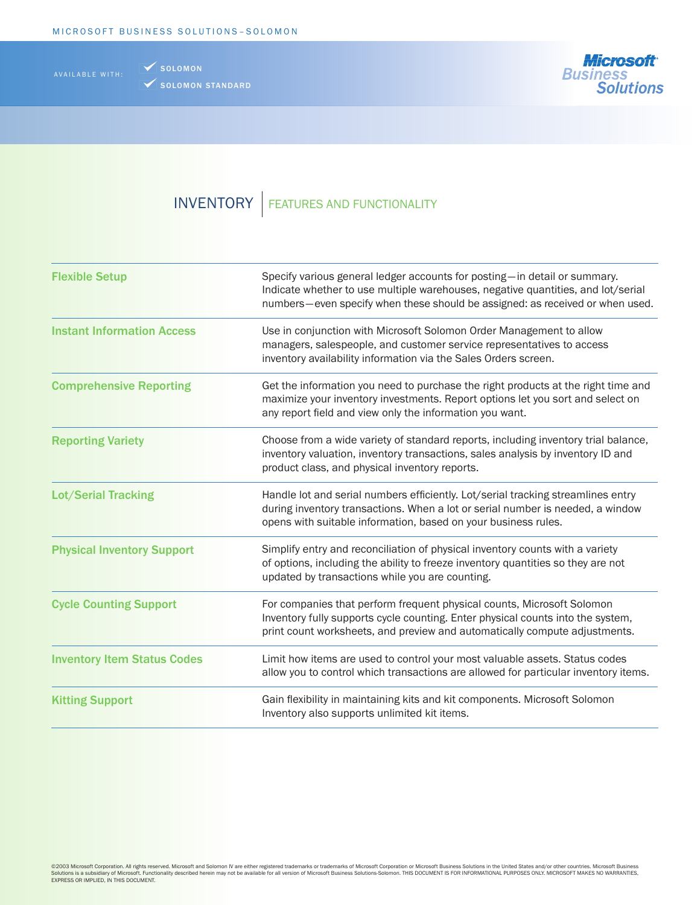MICROSOFT BUSINESS SOLUTIONS–SOLOMON

AVAILABLE WITH:

- ✔ SOLOMON
- ✔ SOLOMON STANDARD

# INVENTORY | FEATURES AND FUNCTIONALITY

| | |
|---|---|
| **Flexible Setup** | Specify various general ledger accounts for posting—in detail or summary. Indicate whether to use multiple warehouses, negative quantities, and lot/serial numbers—even specify when these should be assigned: as received or when used. |
| **Instant Information Access** | Use in conjunction with Microsoft Solomon Order Management to allow managers, salespeople, and customer service representatives to access inventory availability information via the Sales Orders screen. |
| **Comprehensive Reporting** | Get the information you need to purchase the right products at the right time and maximize your inventory investments. Report options let you sort and select on any report field and view only the information you want. |
| **Reporting Variety** | Choose from a wide variety of standard reports, including inventory trial balance, inventory valuation, inventory transactions, sales analysis by inventory ID and product class, and physical inventory reports. |
| **Lot/Serial Tracking** | Handle lot and serial numbers efficiently. Lot/serial tracking streamlines entry during inventory transactions. When a lot or serial number is needed, a window opens with suitable information, based on your business rules. |
| **Physical Inventory Support** | Simplify entry and reconciliation of physical inventory counts with a variety of options, including the ability to freeze inventory quantities so they are not updated by transactions while you are counting. |
| **Cycle Counting Support** | For companies that perform frequent physical counts, Microsoft Solomon Inventory fully supports cycle counting. Enter physical counts into the system, print count worksheets, and preview and automatically compute adjustments. |
| **Inventory Item Status Codes** | Limit how items are used to control your most valuable assets. Status codes allow you to control which transactions are allowed for particular inventory items. |
| **Kitting Support** | Gain flexibility in maintaining kits and kit components. Microsoft Solomon Inventory also supports unlimited kit items. |

©2003 Microsoft Corporation. All rights reserved. Microsoft and Solomon IV are either registered trademarks or trademarks of Microsoft Corporation or Microsoft Business Solutions in the United States and/or other countries. Microsoft Business Solutions is a subsidiary of Microsoft. Functionality described herein may not be available for all version of Microsoft Business Solutions-Solomon. THIS DOCUMENT IS FOR INFORMATIONAL PURPOSES ONLY. MICROSOFT MAKES NO WARRANTIES, EXPRESS OR IMPLIED, IN THIS DOCUMENT.